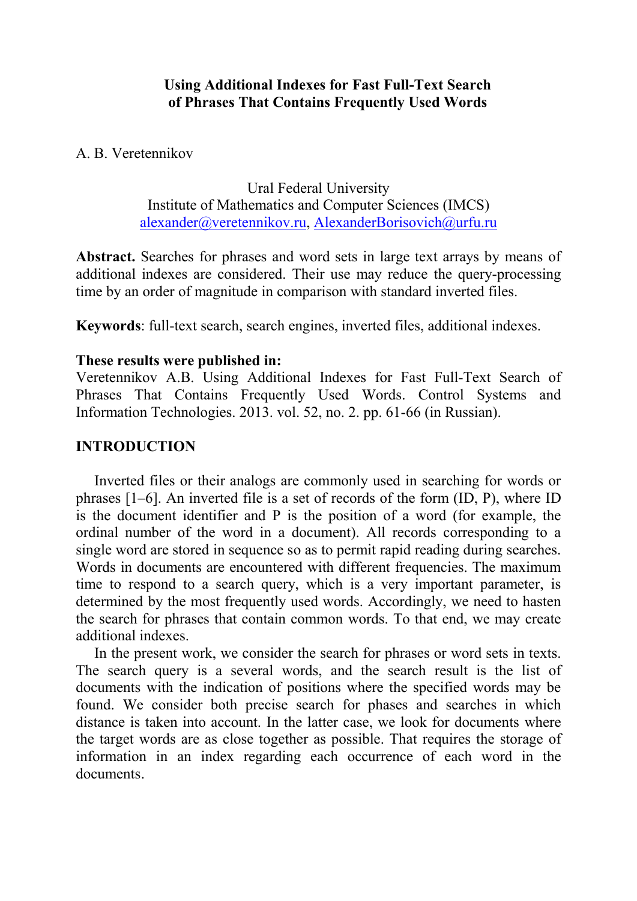# Using Additional Indexes for Fast Full-Text Search of Phrases That Contains Frequently Used Words

A. B. Veretennikov

Ural Federal University
Institute of Mathematics and Computer Sciences (IMCS)
alexander@veretennikov.ru, AlexanderBorisovich@urfu.ru

**Abstract.** Searches for phrases and word sets in large text arrays by means of additional indexes are considered. Their use may reduce the query-processing time by an order of magnitude in comparison with standard inverted files.

**Keywords**: full-text search, search engines, inverted files, additional indexes.

**These results were published in:**
Veretennikov A.B. Using Additional Indexes for Fast Full-Text Search of Phrases That Contains Frequently Used Words. Control Systems and Information Technologies. 2013. vol. 52, no. 2. pp. 61-66 (in Russian).

## INTRODUCTION

Inverted files or their analogs are commonly used in searching for words or phrases [1–6]. An inverted file is a set of records of the form (ID, P), where ID is the document identifier and P is the position of a word (for example, the ordinal number of the word in a document). All records corresponding to a single word are stored in sequence so as to permit rapid reading during searches. Words in documents are encountered with different frequencies. The maximum time to respond to a search query, which is a very important parameter, is determined by the most frequently used words. Accordingly, we need to hasten the search for phrases that contain common words. To that end, we may create additional indexes.

In the present work, we consider the search for phrases or word sets in texts. The search query is a several words, and the search result is the list of documents with the indication of positions where the specified words may be found. We consider both precise search for phases and searches in which distance is taken into account. In the latter case, we look for documents where the target words are as close together as possible. That requires the storage of information in an index regarding each occurrence of each word in the documents.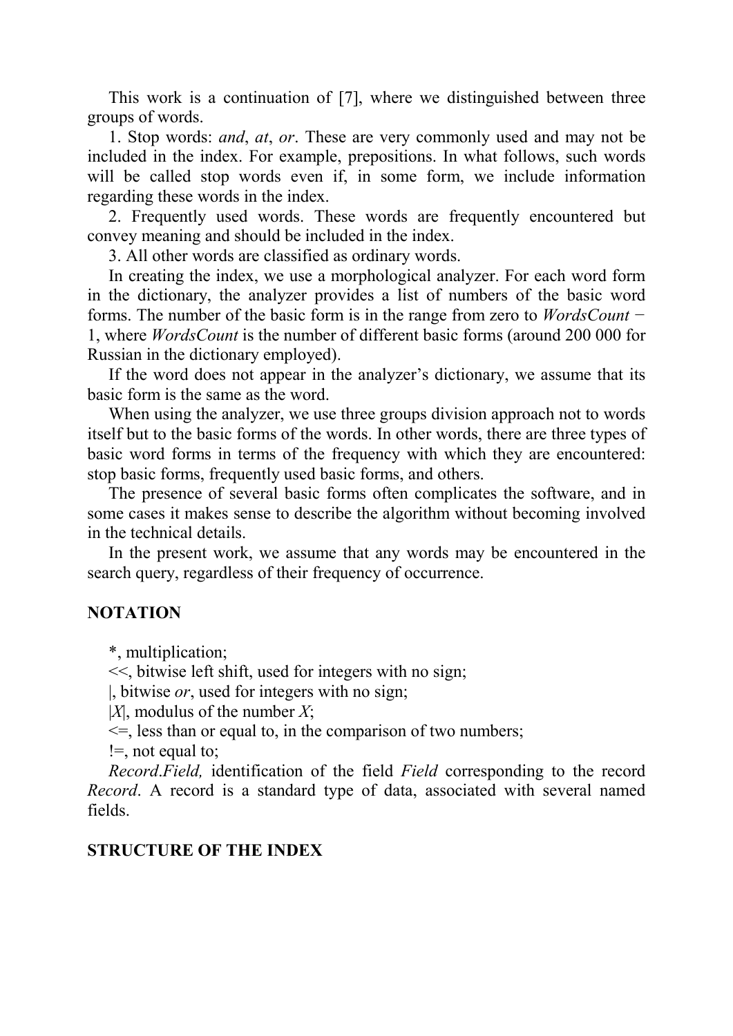This work is a continuation of [7], where we distinguished between three groups of words.

1. Stop words: *and*, *at*, *or*. These are very commonly used and may not be included in the index. For example, prepositions. In what follows, such words will be called stop words even if, in some form, we include information regarding these words in the index.

2. Frequently used words. These words are frequently encountered but convey meaning and should be included in the index.

3. All other words are classified as ordinary words.

In creating the index, we use a morphological analyzer. For each word form in the dictionary, the analyzer provides a list of numbers of the basic word forms. The number of the basic form is in the range from zero to *WordsCount* − 1, where *WordsCount* is the number of different basic forms (around 200 000 for Russian in the dictionary employed).

If the word does not appear in the analyzer's dictionary, we assume that its basic form is the same as the word.

When using the analyzer, we use three groups division approach not to words itself but to the basic forms of the words. In other words, there are three types of basic word forms in terms of the frequency with which they are encountered: stop basic forms, frequently used basic forms, and others.

The presence of several basic forms often complicates the software, and in some cases it makes sense to describe the algorithm without becoming involved in the technical details.

In the present work, we assume that any words may be encountered in the search query, regardless of their frequency of occurrence.

## NOTATION

*, multiplication;

<<, bitwise left shift, used for integers with no sign;

|, bitwise *or*, used for integers with no sign;

|*X*|, modulus of the number *X*;

<=, less than or equal to, in the comparison of two numbers;

!=, not equal to;

*Record.Field,* identification of the field *Field* corresponding to the record *Record*. A record is a standard type of data, associated with several named fields.

## STRUCTURE OF THE INDEX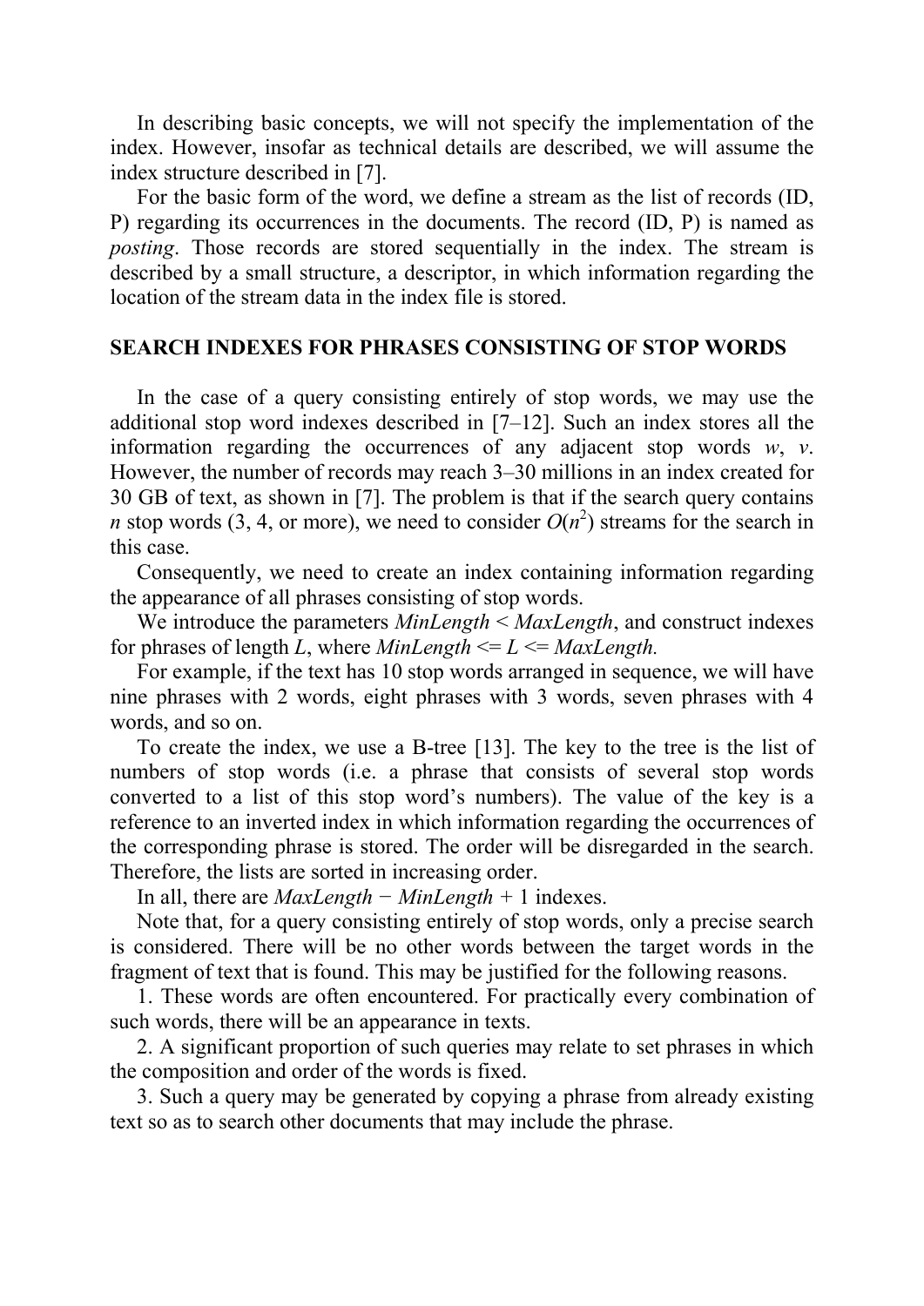In describing basic concepts, we will not specify the implementation of the index. However, insofar as technical details are described, we will assume the index structure described in [7].

For the basic form of the word, we define a stream as the list of records (ID, P) regarding its occurrences in the documents. The record (ID, P) is named as *posting*. Those records are stored sequentially in the index. The stream is described by a small structure, a descriptor, in which information regarding the location of the stream data in the index file is stored.

## SEARCH INDEXES FOR PHRASES CONSISTING OF STOP WORDS

In the case of a query consisting entirely of stop words, we may use the additional stop word indexes described in [7–12]. Such an index stores all the information regarding the occurrences of any adjacent stop words $w$, $v$. However, the number of records may reach 3–30 millions in an index created for 30 GB of text, as shown in [7]. The problem is that if the search query contains $n$ stop words (3, 4, or more), we need to consider $O(n^2)$ streams for the search in this case.

Consequently, we need to create an index containing information regarding the appearance of all phrases consisting of stop words.

We introduce the parameters $MinLength < MaxLength$, and construct indexes for phrases of length $L$, where $MinLength <= L <= MaxLength$.

For example, if the text has 10 stop words arranged in sequence, we will have nine phrases with 2 words, eight phrases with 3 words, seven phrases with 4 words, and so on.

To create the index, we use a B-tree [13]. The key to the tree is the list of numbers of stop words (i.e. a phrase that consists of several stop words converted to a list of this stop word's numbers). The value of the key is a reference to an inverted index in which information regarding the occurrences of the corresponding phrase is stored. The order will be disregarded in the search. Therefore, the lists are sorted in increasing order.

In all, there are $MaxLength - MinLength + 1$ indexes.

Note that, for a query consisting entirely of stop words, only a precise search is considered. There will be no other words between the target words in the fragment of text that is found. This may be justified for the following reasons.

1. These words are often encountered. For practically every combination of such words, there will be an appearance in texts.

2. A significant proportion of such queries may relate to set phrases in which the composition and order of the words is fixed.

3. Such a query may be generated by copying a phrase from already existing text so as to search other documents that may include the phrase.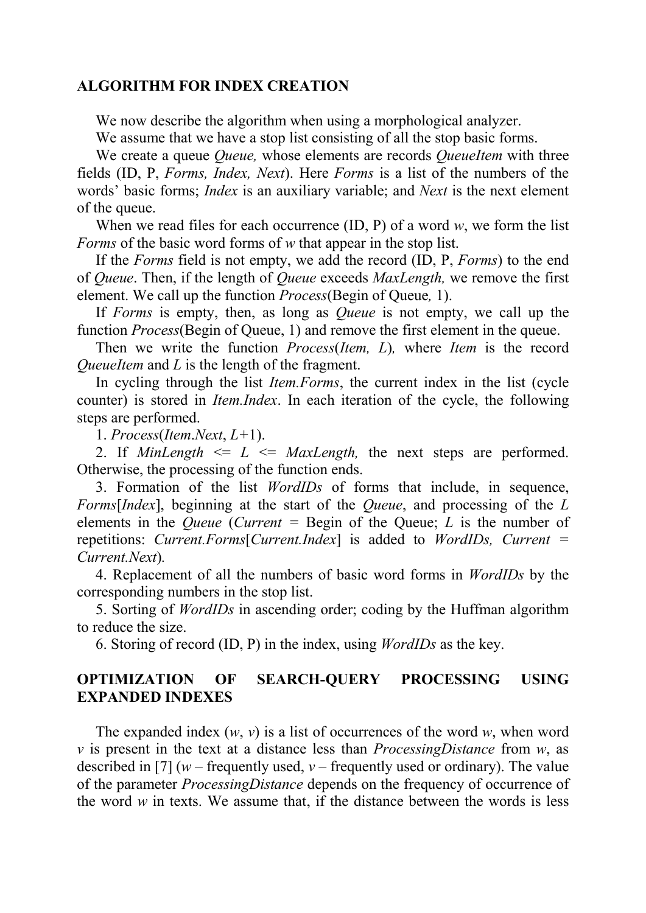## ALGORITHM FOR INDEX CREATION

We now describe the algorithm when using a morphological analyzer.

We assume that we have a stop list consisting of all the stop basic forms.

We create a queue *Queue,* whose elements are records *QueueItem* with three fields (ID, P, *Forms, Index, Next*). Here *Forms* is a list of the numbers of the words' basic forms; *Index* is an auxiliary variable; and *Next* is the next element of the queue.

When we read files for each occurrence (ID, P) of a word *w*, we form the list *Forms* of the basic word forms of *w* that appear in the stop list.

If the *Forms* field is not empty, we add the record (ID, P, *Forms*) to the end of *Queue*. Then, if the length of *Queue* exceeds *MaxLength,* we remove the first element. We call up the function *Process*(Begin of Queue*,* 1).

If *Forms* is empty, then, as long as *Queue* is not empty, we call up the function *Process*(Begin of Queue, 1) and remove the first element in the queue.

Then we write the function *Process*(*Item, L*)*,* where *Item* is the record *QueueItem* and *L* is the length of the fragment.

In cycling through the list *Item.Forms*, the current index in the list (cycle counter) is stored in *Item.Index*. In each iteration of the cycle, the following steps are performed.

1. *Process*(*Item*.*Next*, *L*+1).

2. If *MinLength* <= *L* <= *MaxLength,* the next steps are performed. Otherwise, the processing of the function ends.

3. Formation of the list *WordIDs* of forms that include, in sequence, *Forms*[*Index*], beginning at the start of the *Queue*, and processing of the *L* elements in the *Queue* (*Current* = Begin of the Queue; *L* is the number of repetitions: *Current.Forms*[*Current.Index*] is added to *WordIDs, Current* = *Current.Next*)*.*

4. Replacement of all the numbers of basic word forms in *WordIDs* by the corresponding numbers in the stop list.

5. Sorting of *WordIDs* in ascending order; coding by the Huffman algorithm to reduce the size.

6. Storing of record (ID, P) in the index, using *WordIDs* as the key.

## OPTIMIZATION OF SEARCH-QUERY PROCESSING USING EXPANDED INDEXES

The expanded index (*w*, *v*) is a list of occurrences of the word *w*, when word *v* is present in the text at a distance less than *ProcessingDistance* from *w*, as described in [7] (*w* – frequently used, *v* – frequently used or ordinary). The value of the parameter *ProcessingDistance* depends on the frequency of occurrence of the word *w* in texts. We assume that, if the distance between the words is less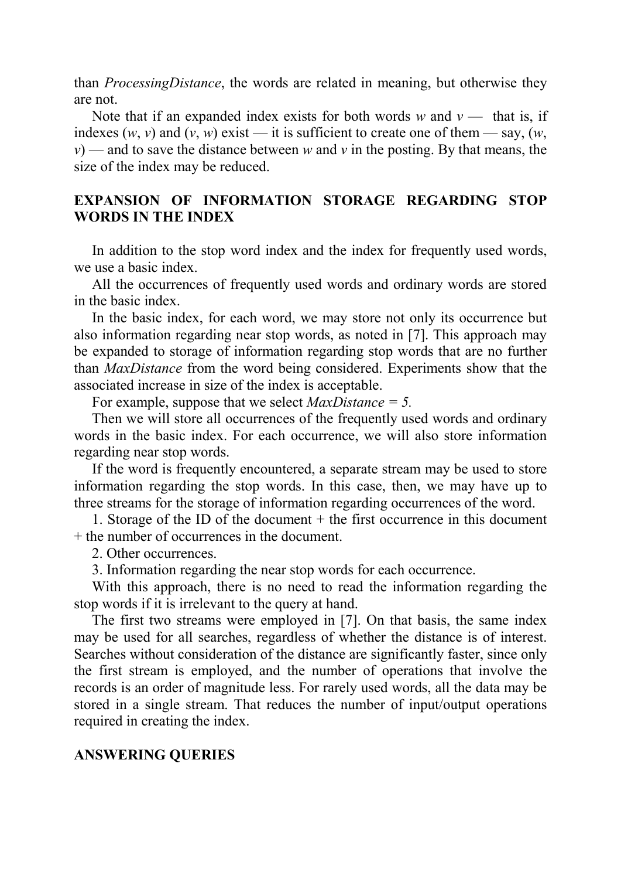than *ProcessingDistance*, the words are related in meaning, but otherwise they are not.

Note that if an expanded index exists for both words *w* and *v* — that is, if indexes (*w*, *v*) and (*v*, *w*) exist — it is sufficient to create one of them — say, (*w*, *v*) — and to save the distance between *w* and *v* in the posting. By that means, the size of the index may be reduced.

## EXPANSION OF INFORMATION STORAGE REGARDING STOP WORDS IN THE INDEX

In addition to the stop word index and the index for frequently used words, we use a basic index.

All the occurrences of frequently used words and ordinary words are stored in the basic index.

In the basic index, for each word, we may store not only its occurrence but also information regarding near stop words, as noted in [7]. This approach may be expanded to storage of information regarding stop words that are no further than *MaxDistance* from the word being considered. Experiments show that the associated increase in size of the index is acceptable.

For example, suppose that we select *MaxDistance = 5.*

Then we will store all occurrences of the frequently used words and ordinary words in the basic index. For each occurrence, we will also store information regarding near stop words.

If the word is frequently encountered, a separate stream may be used to store information regarding the stop words. In this case, then, we may have up to three streams for the storage of information regarding occurrences of the word.

1. Storage of the ID of the document + the first occurrence in this document + the number of occurrences in the document.
2. Other occurrences.
3. Information regarding the near stop words for each occurrence.

With this approach, there is no need to read the information regarding the stop words if it is irrelevant to the query at hand.

The first two streams were employed in [7]. On that basis, the same index may be used for all searches, regardless of whether the distance is of interest. Searches without consideration of the distance are significantly faster, since only the first stream is employed, and the number of operations that involve the records is an order of magnitude less. For rarely used words, all the data may be stored in a single stream. That reduces the number of input/output operations required in creating the index.

## ANSWERING QUERIES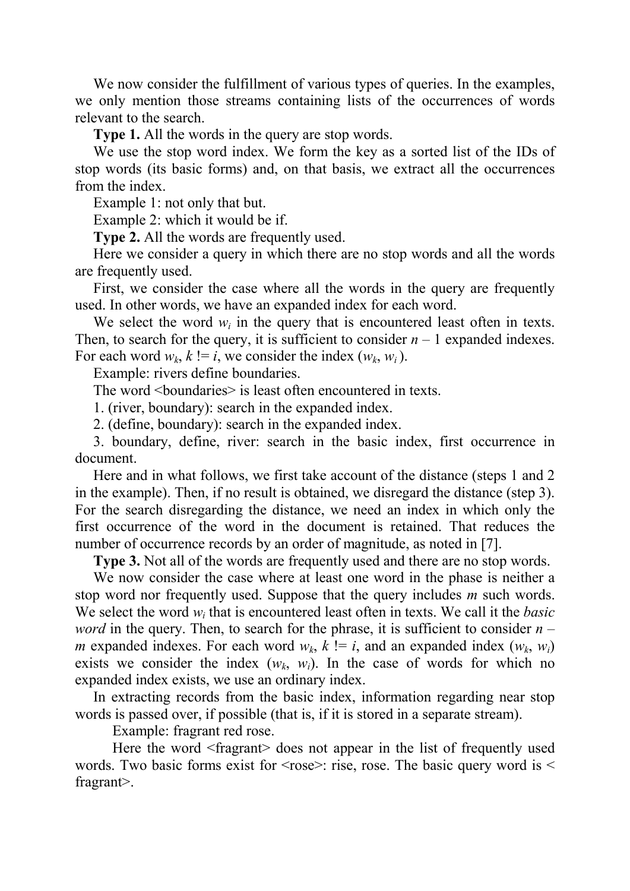We now consider the fulfillment of various types of queries. In the examples, we only mention those streams containing lists of the occurrences of words relevant to the search.

**Type 1.** All the words in the query are stop words.

We use the stop word index. We form the key as a sorted list of the IDs of stop words (its basic forms) and, on that basis, we extract all the occurrences from the index.

Example 1: not only that but.

Example 2: which it would be if.

**Type 2.** All the words are frequently used.

Here we consider a query in which there are no stop words and all the words are frequently used.

First, we consider the case where all the words in the query are frequently used. In other words, we have an expanded index for each word.

We select the word $w_i$ in the query that is encountered least often in texts. Then, to search for the query, it is sufficient to consider $n - 1$ expanded indexes. For each word $w_k$, $k \,!= i$, we consider the index $(w_k, w_i)$.

Example: rivers define boundaries.

The word <boundaries> is least often encountered in texts.

1. (river, boundary): search in the expanded index.
2. (define, boundary): search in the expanded index.
3. boundary, define, river: search in the basic index, first occurrence in document.

Here and in what follows, we first take account of the distance (steps 1 and 2 in the example). Then, if no result is obtained, we disregard the distance (step 3). For the search disregarding the distance, we need an index in which only the first occurrence of the word in the document is retained. That reduces the number of occurrence records by an order of magnitude, as noted in [7].

**Type 3.** Not all of the words are frequently used and there are no stop words.

We now consider the case where at least one word in the phase is neither a stop word nor frequently used. Suppose that the query includes $m$ such words. We select the word $w_i$ that is encountered least often in texts. We call it the *basic word* in the query. Then, to search for the phrase, it is sufficient to consider $n - m$ expanded indexes. For each word $w_k$, $k \,!= i$, and an expanded index $(w_k, w_i)$ exists we consider the index $(w_k, w_i)$. In the case of words for which no expanded index exists, we use an ordinary index.

In extracting records from the basic index, information regarding near stop words is passed over, if possible (that is, if it is stored in a separate stream).

Example: fragrant red rose.

Here the word <fragrant> does not appear in the list of frequently used words. Two basic forms exist for <rose>: rise, rose. The basic query word is < fragrant>.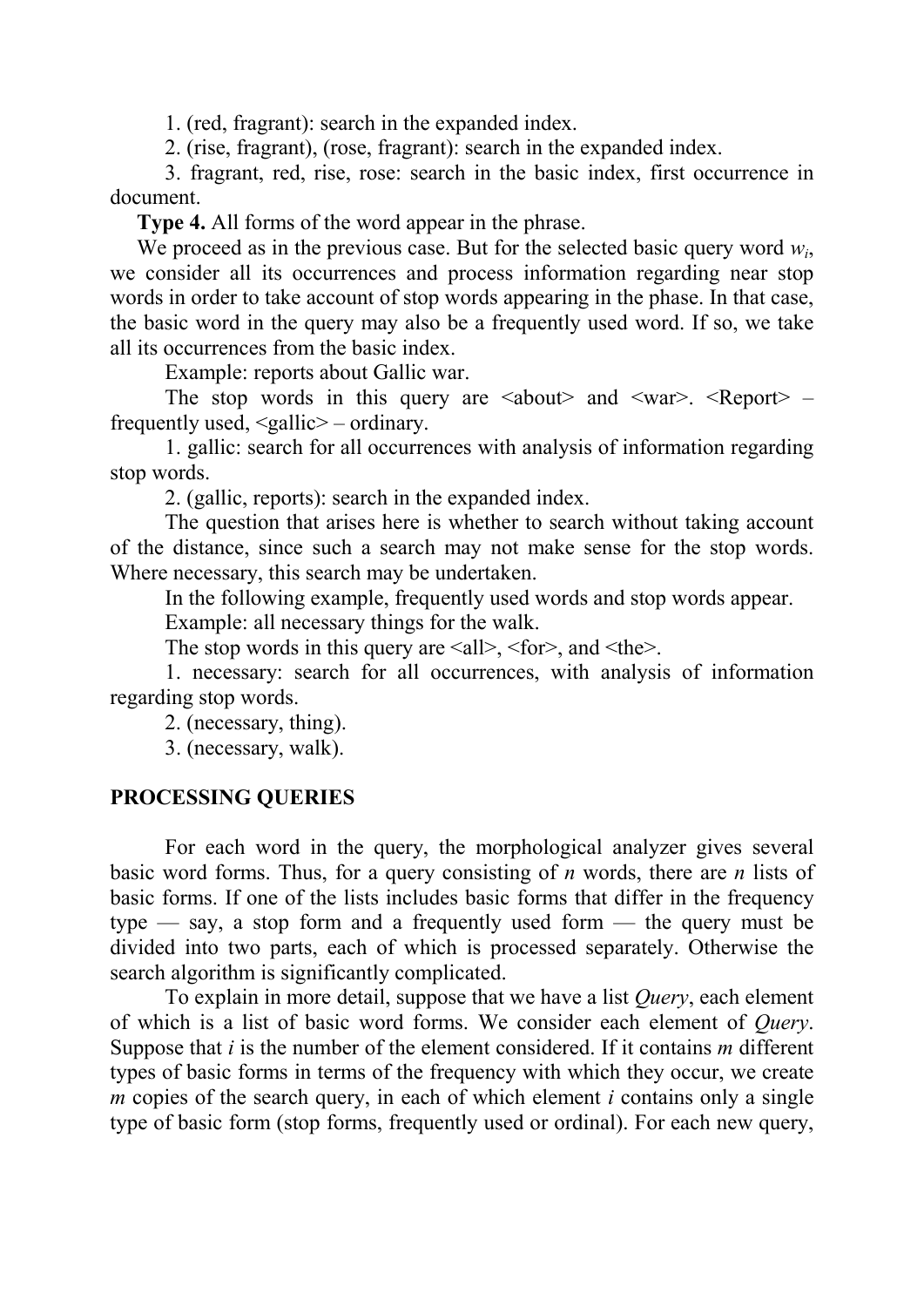1. (red, fragrant): search in the expanded index.

2. (rise, fragrant), (rose, fragrant): search in the expanded index.

3. fragrant, red, rise, rose: search in the basic index, first occurrence in document.

**Type 4.** All forms of the word appear in the phrase.

We proceed as in the previous case. But for the selected basic query word $w_i$, we consider all its occurrences and process information regarding near stop words in order to take account of stop words appearing in the phase. In that case, the basic word in the query may also be a frequently used word. If so, we take all its occurrences from the basic index.

Example: reports about Gallic war.

The stop words in this query are <about> and <war>. <Report> – frequently used, <gallic> – ordinary.

1. gallic: search for all occurrences with analysis of information regarding stop words.

2. (gallic, reports): search in the expanded index.

The question that arises here is whether to search without taking account of the distance, since such a search may not make sense for the stop words. Where necessary, this search may be undertaken.

In the following example, frequently used words and stop words appear.

Example: all necessary things for the walk.

The stop words in this query are <all>, <for>, and <the>.

1. necessary: search for all occurrences, with analysis of information regarding stop words.

2. (necessary, thing).

3. (necessary, walk).

## PROCESSING QUERIES

For each word in the query, the morphological analyzer gives several basic word forms. Thus, for a query consisting of $n$ words, there are $n$ lists of basic forms. If one of the lists includes basic forms that differ in the frequency type — say, a stop form and a frequently used form — the query must be divided into two parts, each of which is processed separately. Otherwise the search algorithm is significantly complicated.

To explain in more detail, suppose that we have a list *Query*, each element of which is a list of basic word forms. We consider each element of *Query*. Suppose that $i$ is the number of the element considered. If it contains $m$ different types of basic forms in terms of the frequency with which they occur, we create $m$ copies of the search query, in each of which element $i$ contains only a single type of basic form (stop forms, frequently used or ordinal). For each new query,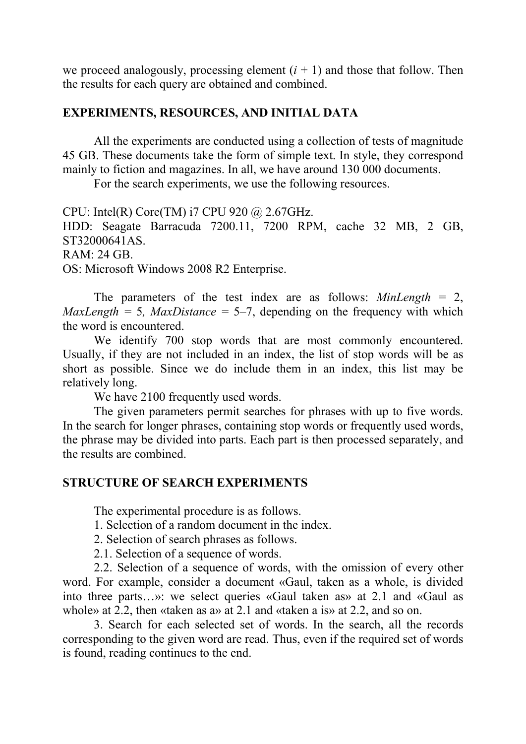we proceed analogously, processing element ($i + 1$) and those that follow. Then the results for each query are obtained and combined.

## EXPERIMENTS, RESOURCES, AND INITIAL DATA

All the experiments are conducted using a collection of tests of magnitude 45 GB. These documents take the form of simple text. In style, they correspond mainly to fiction and magazines. In all, we have around 130 000 documents.

For the search experiments, we use the following resources.

CPU: Intel(R) Core(TM) i7 CPU 920 @ 2.67GHz.
HDD: Seagate Barracuda 7200.11, 7200 RPM, cache 32 MB, 2 GB, ST32000641AS.
RAM: 24 GB.
OS: Microsoft Windows 2008 R2 Enterprise.

The parameters of the test index are as follows: *MinLength* = 2, *MaxLength* = 5*, MaxDistance* = 5–7, depending on the frequency with which the word is encountered.

We identify 700 stop words that are most commonly encountered. Usually, if they are not included in an index, the list of stop words will be as short as possible. Since we do include them in an index, this list may be relatively long.

We have 2100 frequently used words.

The given parameters permit searches for phrases with up to five words. In the search for longer phrases, containing stop words or frequently used words, the phrase may be divided into parts. Each part is then processed separately, and the results are combined.

## STRUCTURE OF SEARCH EXPERIMENTS

The experimental procedure is as follows.

1. Selection of a random document in the index.

2. Selection of search phrases as follows.

2.1. Selection of a sequence of words.

2.2. Selection of a sequence of words, with the omission of every other word. For example, consider a document «Gaul, taken as a whole, is divided into three parts…»: we select queries «Gaul taken as» at 2.1 and «Gaul as whole» at 2.2, then «taken as a» at 2.1 and «taken a is» at 2.2, and so on.

3. Search for each selected set of words. In the search, all the records corresponding to the given word are read. Thus, even if the required set of words is found, reading continues to the end.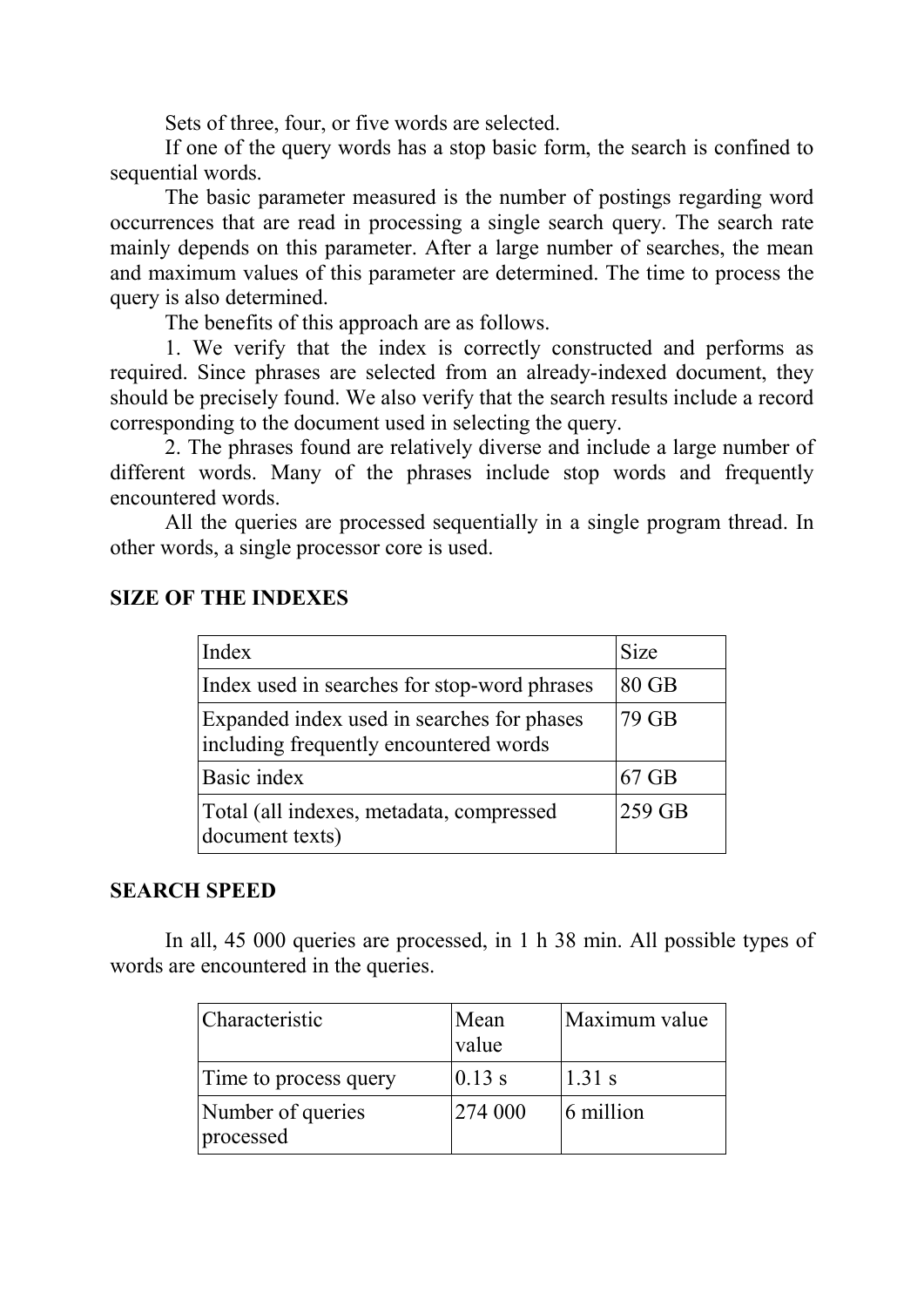Sets of three, four, or five words are selected.

If one of the query words has a stop basic form, the search is confined to sequential words.

The basic parameter measured is the number of postings regarding word occurrences that are read in processing a single search query. The search rate mainly depends on this parameter. After a large number of searches, the mean and maximum values of this parameter are determined. The time to process the query is also determined.

The benefits of this approach are as follows.

1. We verify that the index is correctly constructed and performs as required. Since phrases are selected from an already-indexed document, they should be precisely found. We also verify that the search results include a record corresponding to the document used in selecting the query.

2. The phrases found are relatively diverse and include a large number of different words. Many of the phrases include stop words and frequently encountered words.

All the queries are processed sequentially in a single program thread. In other words, a single processor core is used.

## SIZE OF THE INDEXES

| Index | Size |
|---|---|
| Index used in searches for stop-word phrases | 80 GB |
| Expanded index used in searches for phases including frequently encountered words | 79 GB |
| Basic index | 67 GB |
| Total (all indexes, metadata, compressed document texts) | 259 GB |

## SEARCH SPEED

In all, 45 000 queries are processed, in 1 h 38 min. All possible types of words are encountered in the queries.

| Characteristic | Mean value | Maximum value |
|---|---|---|
| Time to process query | 0.13 s | 1.31 s |
| Number of queries processed | 274 000 | 6 million |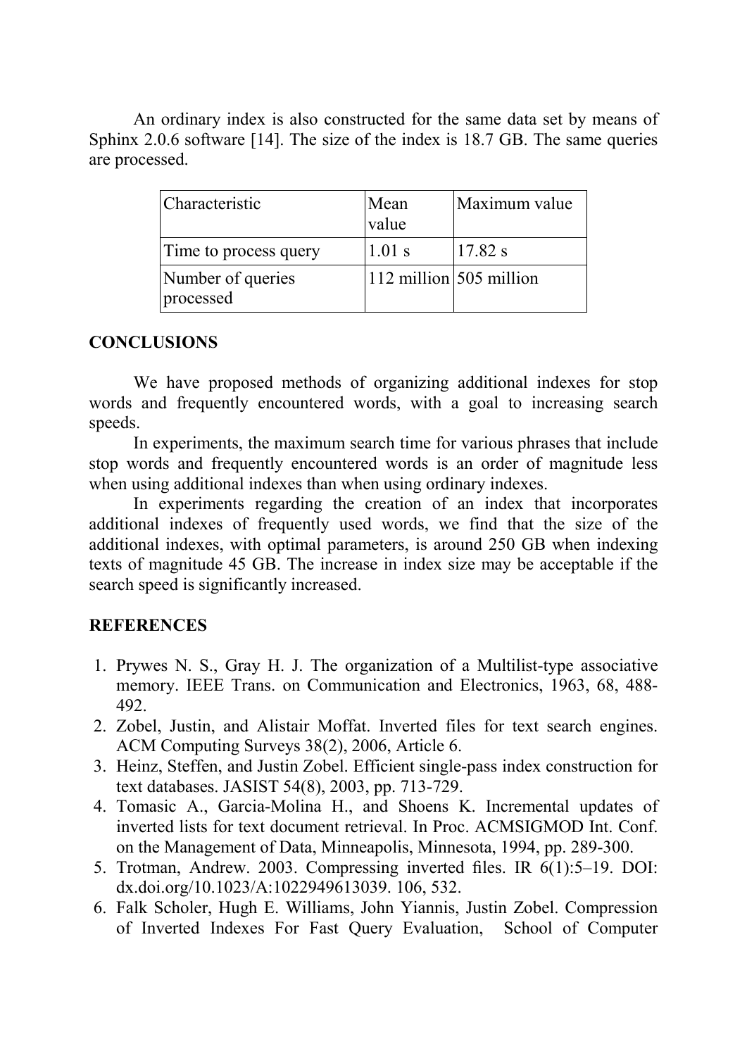An ordinary index is also constructed for the same data set by means of Sphinx 2.0.6 software [14]. The size of the index is 18.7 GB. The same queries are processed.

| Characteristic | Mean value | Maximum value |
|---|---|---|
| Time to process query | 1.01 s | 17.82 s |
| Number of queries processed | 112 million | 505 million |

## CONCLUSIONS

We have proposed methods of organizing additional indexes for stop words and frequently encountered words, with a goal to increasing search speeds.

In experiments, the maximum search time for various phrases that include stop words and frequently encountered words is an order of magnitude less when using additional indexes than when using ordinary indexes.

In experiments regarding the creation of an index that incorporates additional indexes of frequently used words, we find that the size of the additional indexes, with optimal parameters, is around 250 GB when indexing texts of magnitude 45 GB. The increase in index size may be acceptable if the search speed is significantly increased.

## REFERENCES

1. Prywes N. S., Gray H. J. The organization of a Multilist-type associative memory. IEEE Trans. on Communication and Electronics, 1963, 68, 488-492.
2. Zobel, Justin, and Alistair Moffat. Inverted files for text search engines. ACM Computing Surveys 38(2), 2006, Article 6.
3. Heinz, Steffen, and Justin Zobel. Efficient single-pass index construction for text databases. JASIST 54(8), 2003, pp. 713-729.
4. Tomasic A., Garcia-Molina H., and Shoens K. Incremental updates of inverted lists for text document retrieval. In Proc. ACMSIGMOD Int. Conf. on the Management of Data, Minneapolis, Minnesota, 1994, pp. 289-300.
5. Trotman, Andrew. 2003. Compressing inverted files. IR 6(1):5–19. DOI: dx.doi.org/10.1023/A:1022949613039. 106, 532.
6. Falk Scholer, Hugh E. Williams, John Yiannis, Justin Zobel. Compression of Inverted Indexes For Fast Query Evaluation, School of Computer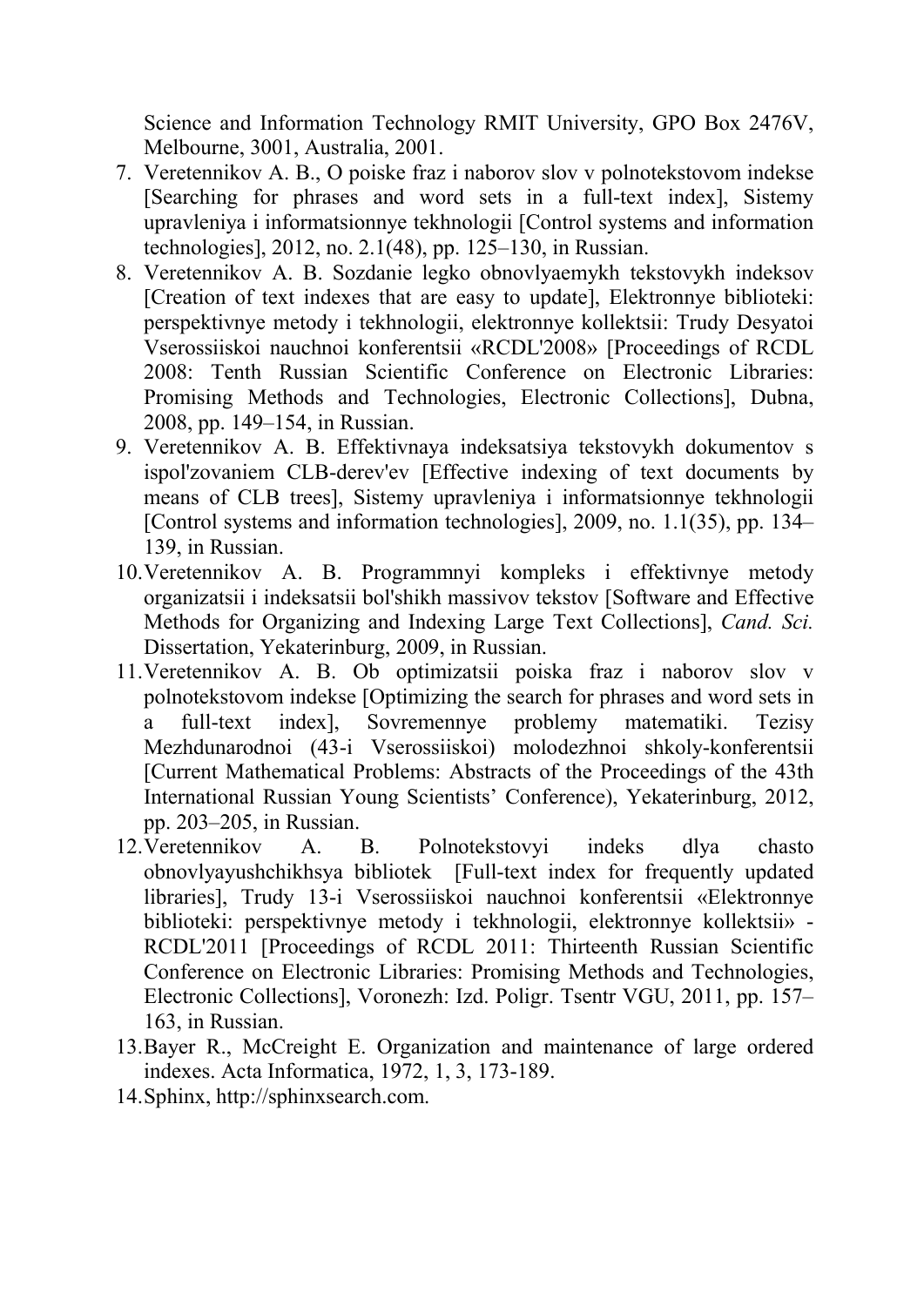Science and Information Technology RMIT University, GPO Box 2476V, Melbourne, 3001, Australia, 2001.

7. Veretennikov A. B., O poiske fraz i naborov slov v polnotekstovom indekse [Searching for phrases and word sets in a full-text index], Sistemy upravleniya i informatsionnye tekhnologii [Control systems and information technologies], 2012, no. 2.1(48), pp. 125–130, in Russian.
8. Veretennikov A. B. Sozdanie legko obnovlyaemykh tekstovykh indeksov [Creation of text indexes that are easy to update], Elektronnye biblioteki: perspektivnye metody i tekhnologii, elektronnye kollektsii: Trudy Desyatoi Vserossiiskoi nauchnoi konferentsii «RCDL'2008» [Proceedings of RCDL 2008: Tenth Russian Scientific Conference on Electronic Libraries: Promising Methods and Technologies, Electronic Collections], Dubna, 2008, pp. 149–154, in Russian.
9. Veretennikov A. B. Effektivnaya indeksatsiya tekstovykh dokumentov s ispol'zovaniem CLB-derev'ev [Effective indexing of text documents by means of CLB trees], Sistemy upravleniya i informatsionnye tekhnologii [Control systems and information technologies], 2009, no. 1.1(35), pp. 134–139, in Russian.
10. Veretennikov A. B. Programmnyi kompleks i effektivnye metody organizatsii i indeksatsii bol'shikh massivov tekstov [Software and Effective Methods for Organizing and Indexing Large Text Collections], *Cand. Sci.* Dissertation, Yekaterinburg, 2009, in Russian.
11. Veretennikov A. B. Ob optimizatsii poiska fraz i naborov slov v polnotekstovom indekse [Optimizing the search for phrases and word sets in a full-text index], Sovremennye problemy matematiki. Tezisy Mezhdunarodnoi (43-i Vserossiiskoi) molodezhnoi shkoly-konferentsii [Current Mathematical Problems: Abstracts of the Proceedings of the 43th International Russian Young Scientists' Conference), Yekaterinburg, 2012, pp. 203–205, in Russian.
12. Veretennikov A. B. Polnotekstovyi indeks dlya chasto obnovlyayushchikhsya bibliotek [Full-text index for frequently updated libraries], Trudy 13-i Vserossiiskoi nauchnoi konferentsii «Elektronnye biblioteki: perspektivnye metody i tekhnologii, elektronnye kollektsii» - RCDL'2011 [Proceedings of RCDL 2011: Thirteenth Russian Scientific Conference on Electronic Libraries: Promising Methods and Technologies, Electronic Collections], Voronezh: Izd. Poligr. Tsentr VGU, 2011, pp. 157–163, in Russian.
13. Bayer R., McCreight E. Organization and maintenance of large ordered indexes. Acta Informatica, 1972, 1, 3, 173-189.
14. Sphinx, http://sphinxsearch.com.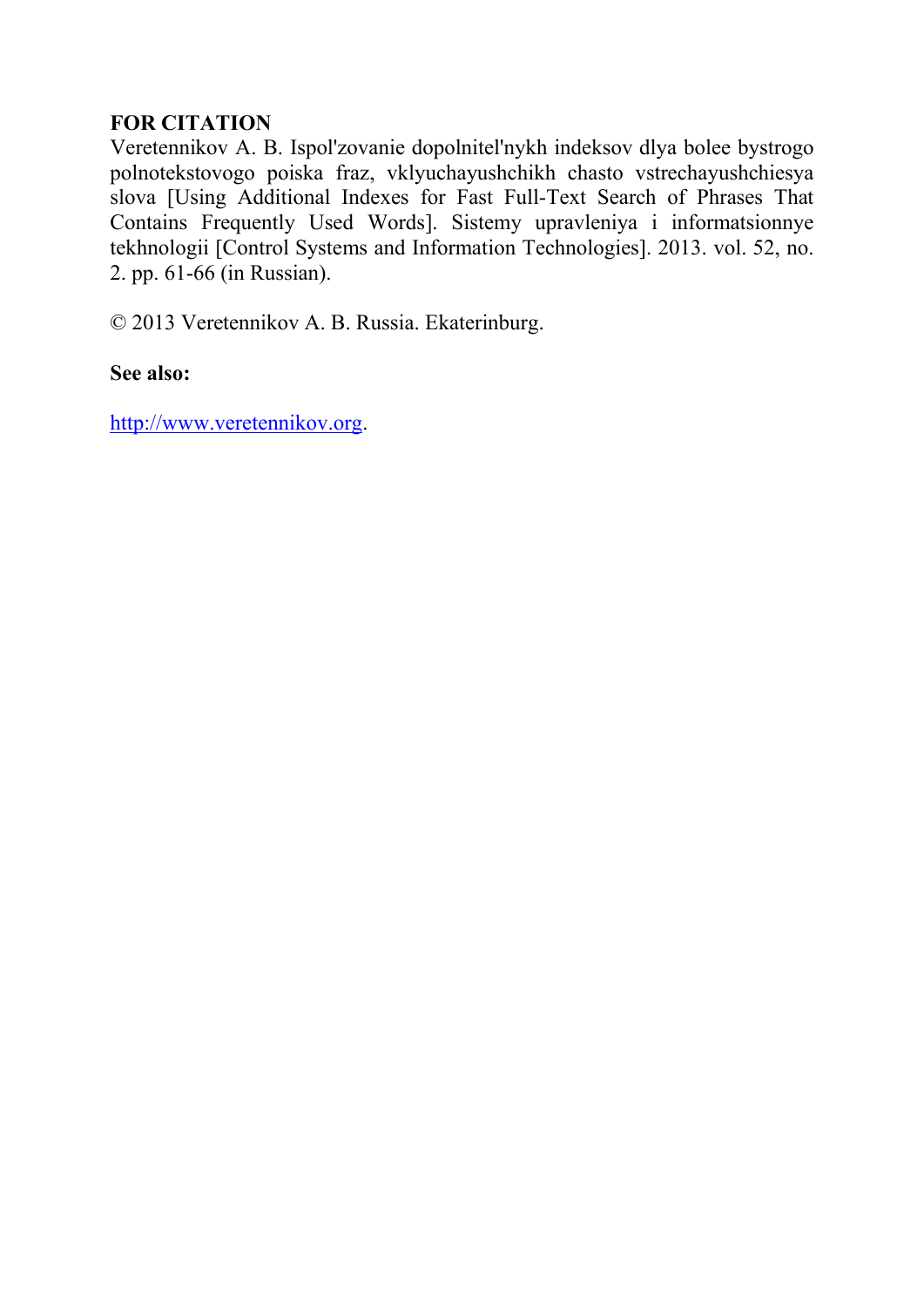**FOR CITATION**

Veretennikov A. B. Ispol'zovanie dopolnitel'nykh indeksov dlya bolee bystrogo polnotekstovogo poiska fraz, vklyuchayushchikh chasto vstrechayushchiesya slova [Using Additional Indexes for Fast Full-Text Search of Phrases That Contains Frequently Used Words]. Sistemy upravleniya i informatsionnye tekhnologii [Control Systems and Information Technologies]. 2013. vol. 52, no. 2. pp. 61-66 (in Russian).

© 2013 Veretennikov A. B. Russia. Ekaterinburg.

**See also:**

http://www.veretennikov.org.